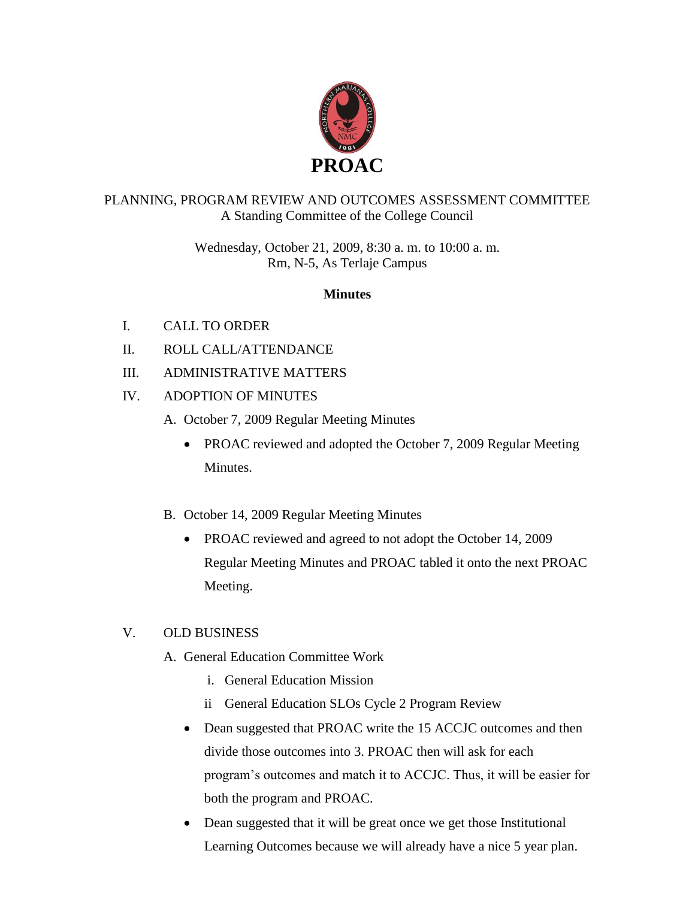# PROAC

PLANNING, PROGRAM REVIEW AND OUTCOMES ASSESSMENT COMMITTEE
A Standing Committee of the College Council

Wednesday, October 21, 2009, 8:30 a. m. to 10:00 a. m.
Rm, N-5, As Terlaje Campus

**Minutes**

I. CALL TO ORDER

II. ROLL CALL/ATTENDANCE

III. ADMINISTRATIVE MATTERS

IV. ADOPTION OF MINUTES

A. October 7, 2009 Regular Meeting Minutes

- PROAC reviewed and adopted the October 7, 2009 Regular Meeting Minutes.

B. October 14, 2009 Regular Meeting Minutes

- PROAC reviewed and agreed to not adopt the October 14, 2009 Regular Meeting Minutes and PROAC tabled it onto the next PROAC Meeting.

V. OLD BUSINESS

A. General Education Committee Work

i. General Education Mission

ii General Education SLOs Cycle 2 Program Review

- Dean suggested that PROAC write the 15 ACCJC outcomes and then divide those outcomes into 3. PROAC then will ask for each program's outcomes and match it to ACCJC. Thus, it will be easier for both the program and PROAC.
- Dean suggested that it will be great once we get those Institutional Learning Outcomes because we will already have a nice 5 year plan.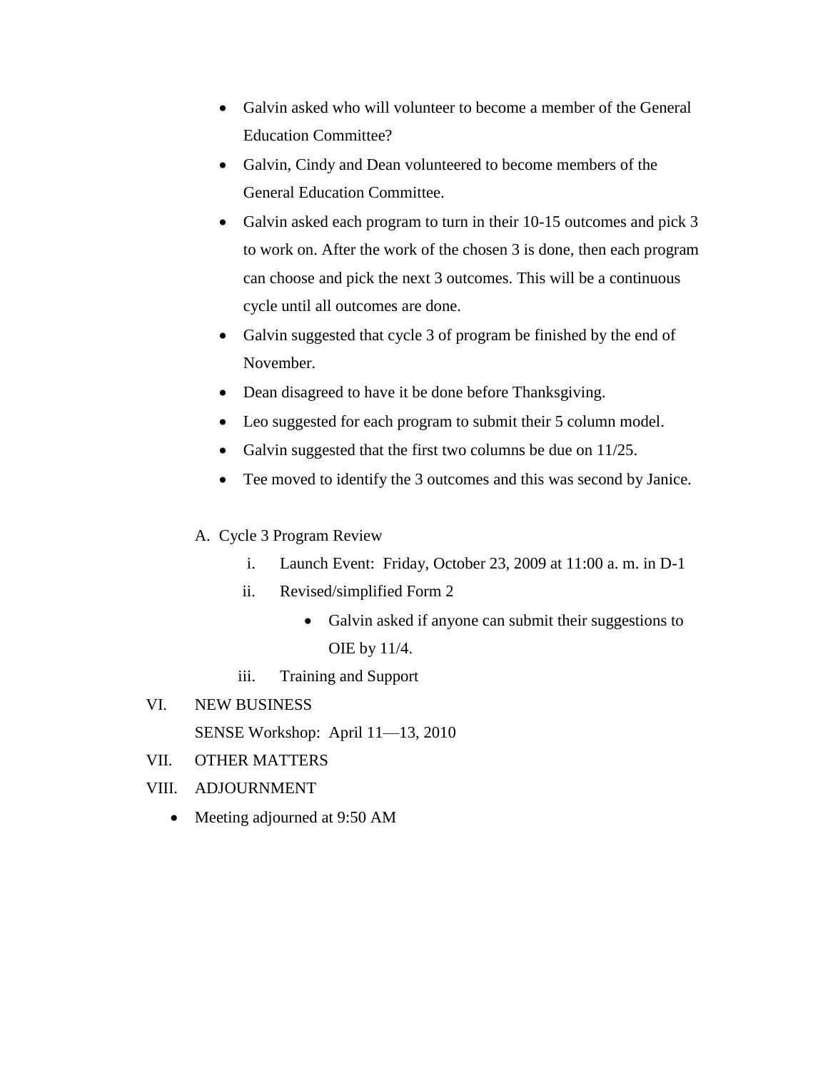- Galvin asked who will volunteer to become a member of the General Education Committee?
- Galvin, Cindy and Dean volunteered to become members of the General Education Committee.
- Galvin asked each program to turn in their 10-15 outcomes and pick 3 to work on. After the work of the chosen 3 is done, then each program can choose and pick the next 3 outcomes. This will be a continuous cycle until all outcomes are done.
- Galvin suggested that cycle 3 of program be finished by the end of November.
- Dean disagreed to have it be done before Thanksgiving.
- Leo suggested for each program to submit their 5 column model.
- Galvin suggested that the first two columns be due on 11/25.
- Tee moved to identify the 3 outcomes and this was second by Janice.

A. Cycle 3 Program Review
   - i. Launch Event: Friday, October 23, 2009 at 11:00 a. m. in D-1
   - ii. Revised/simplified Form 2
     - Galvin asked if anyone can submit their suggestions to OIE by 11/4.
   - iii. Training and Support

VI. NEW BUSINESS

SENSE Workshop: April 11—13, 2010

VII. OTHER MATTERS

VIII. ADJOURNMENT

- Meeting adjourned at 9:50 AM